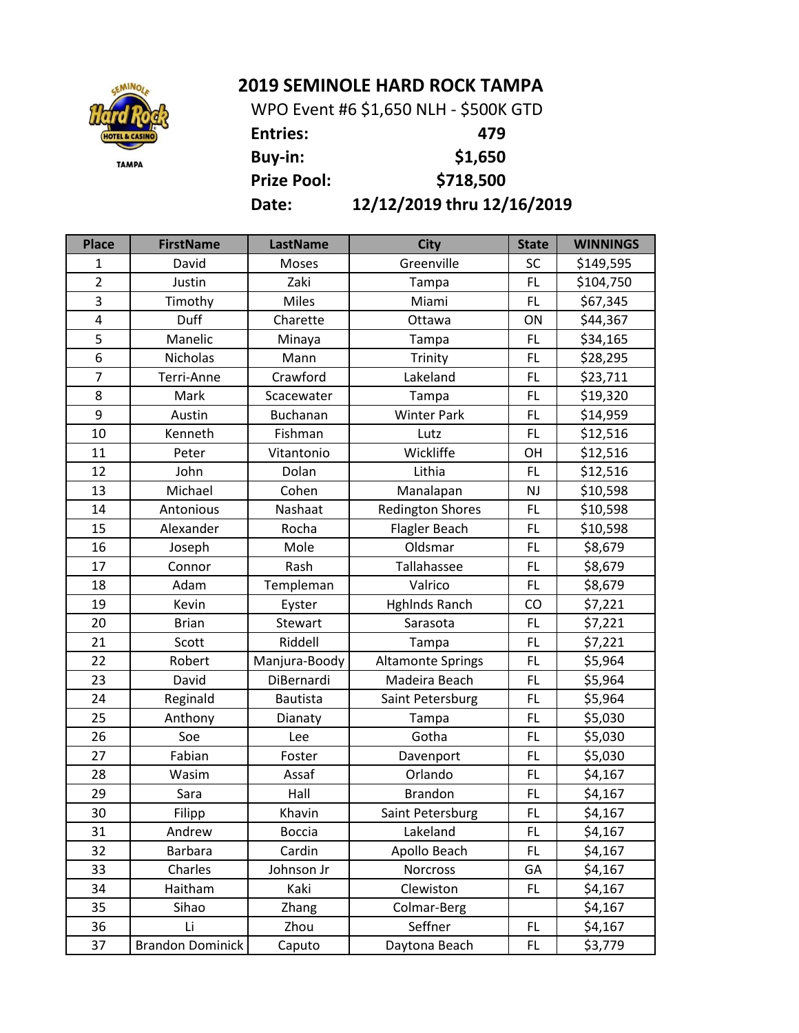# 2019 SEMINOLE HARD ROCK TAMPA

WPO Event #6 $1,650 NLH - $500K GTD

**Entries:** 479

**Buy-in:** $1,650

**Prize Pool:** $718,500

**Date:** 12/12/2019 thru 12/16/2019

| Place | FirstName | LastName | City | State | WINNINGS |
|---|---|---|---|---|---|
| 1 | David | Moses | Greenville | SC | $149,595 |
| 2 | Justin | Zaki | Tampa | FL | $104,750 |
| 3 | Timothy | Miles | Miami | FL | $67,345 |
| 4 | Duff | Charette | Ottawa | ON | $44,367 |
| 5 | Manelic | Minaya | Tampa | FL | $34,165 |
| 6 | Nicholas | Mann | Trinity | FL | $28,295 |
| 7 | Terri-Anne | Crawford | Lakeland | FL | $23,711 |
| 8 | Mark | Scacewater | Tampa | FL | $19,320 |
| 9 | Austin | Buchanan | Winter Park | FL | $14,959 |
| 10 | Kenneth | Fishman | Lutz | FL | $12,516 |
| 11 | Peter | Vitantonio | Wickliffe | OH | $12,516 |
| 12 | John | Dolan | Lithia | FL | $12,516 |
| 13 | Michael | Cohen | Manalapan | NJ | $10,598 |
| 14 | Antonious | Nashaat | Redington Shores | FL | $10,598 |
| 15 | Alexander | Rocha | Flagler Beach | FL | $10,598 |
| 16 | Joseph | Mole | Oldsmar | FL | $8,679 |
| 17 | Connor | Rash | Tallahassee | FL | $8,679 |
| 18 | Adam | Templeman | Valrico | FL | $8,679 |
| 19 | Kevin | Eyster | Hghlnds Ranch | CO | $7,221 |
| 20 | Brian | Stewart | Sarasota | FL | $7,221 |
| 21 | Scott | Riddell | Tampa | FL | $7,221 |
| 22 | Robert | Manjura-Boody | Altamonte Springs | FL | $5,964 |
| 23 | David | DiBernardi | Madeira Beach | FL | $5,964 |
| 24 | Reginald | Bautista | Saint Petersburg | FL | $5,964 |
| 25 | Anthony | Dianaty | Tampa | FL | $5,030 |
| 26 | Soe | Lee | Gotha | FL | $5,030 |
| 27 | Fabian | Foster | Davenport | FL | $5,030 |
| 28 | Wasim | Assaf | Orlando | FL | $4,167 |
| 29 | Sara | Hall | Brandon | FL | $4,167 |
| 30 | Filipp | Khavin | Saint Petersburg | FL | $4,167 |
| 31 | Andrew | Boccia | Lakeland | FL | $4,167 |
| 32 | Barbara | Cardin | Apollo Beach | FL | $4,167 |
| 33 | Charles | Johnson Jr | Norcross | GA | $4,167 |
| 34 | Haitham | Kaki | Clewiston | FL | $4,167 |
| 35 | Sihao | Zhang | Colmar-Berg | | $4,167 |
| 36 | Li | Zhou | Seffner | FL | $4,167 |
| 37 | Brandon Dominick | Caputo | Daytona Beach | FL | $3,779 |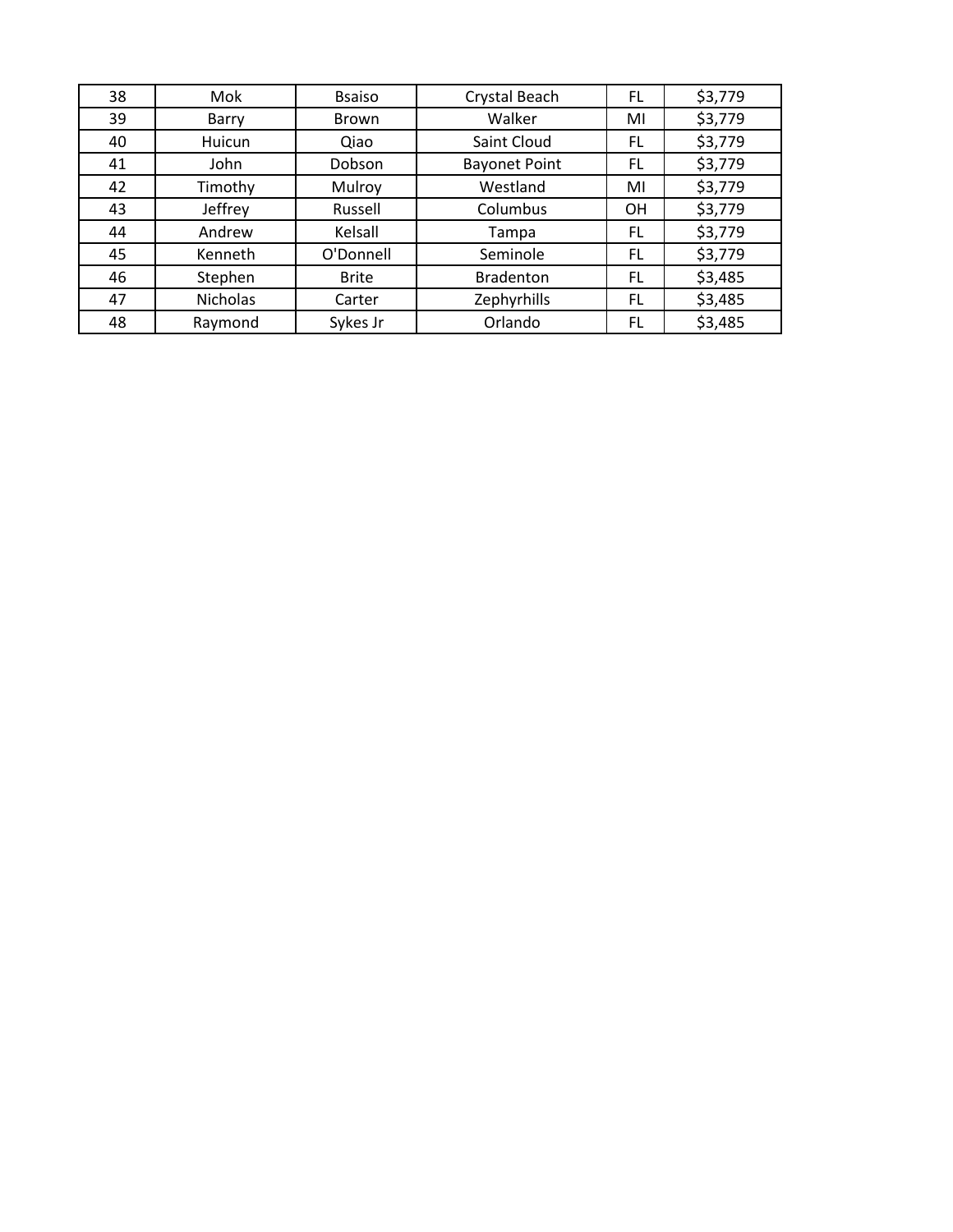| | | | | | |
|---|---|---|---|---|---|
| 38 | Mok | Bsaiso | Crystal Beach | FL | $3,779 |
| 39 | Barry | Brown | Walker | MI | $3,779 |
| 40 | Huicun | Qiao | Saint Cloud | FL | $3,779 |
| 41 | John | Dobson | Bayonet Point | FL | $3,779 |
| 42 | Timothy | Mulroy | Westland | MI | $3,779 |
| 43 | Jeffrey | Russell | Columbus | OH | $3,779 |
| 44 | Andrew | Kelsall | Tampa | FL | $3,779 |
| 45 | Kenneth | O'Donnell | Seminole | FL | $3,779 |
| 46 | Stephen | Brite | Bradenton | FL | $3,485 |
| 47 | Nicholas | Carter | Zephyrhills | FL | $3,485 |
| 48 | Raymond | Sykes Jr | Orlando | FL | $3,485 |